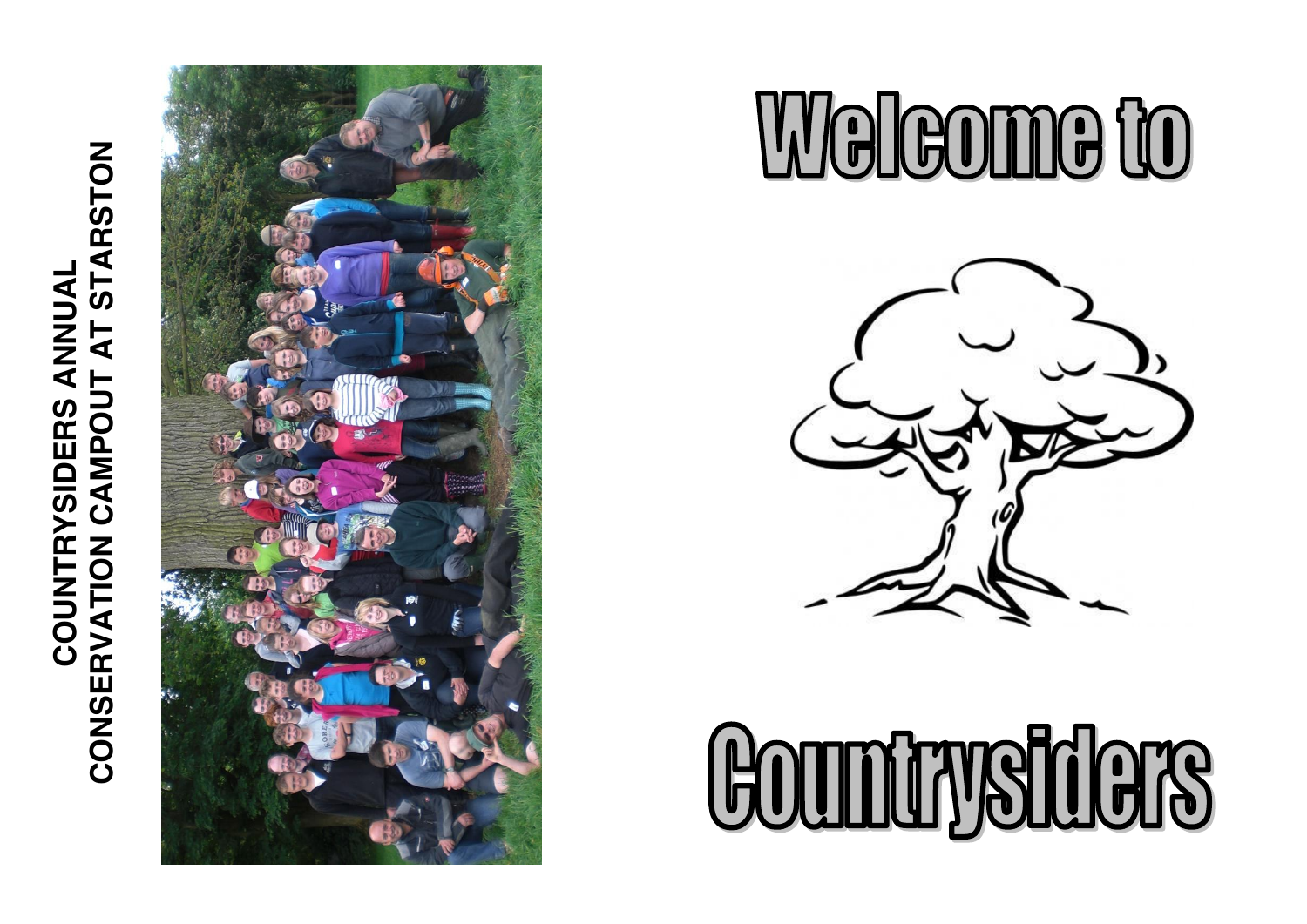COUNTRYSIDERS ANNUAL
CONSERVATION CAMPOUT AT STARSTON

# Welcome to

# Countrysiders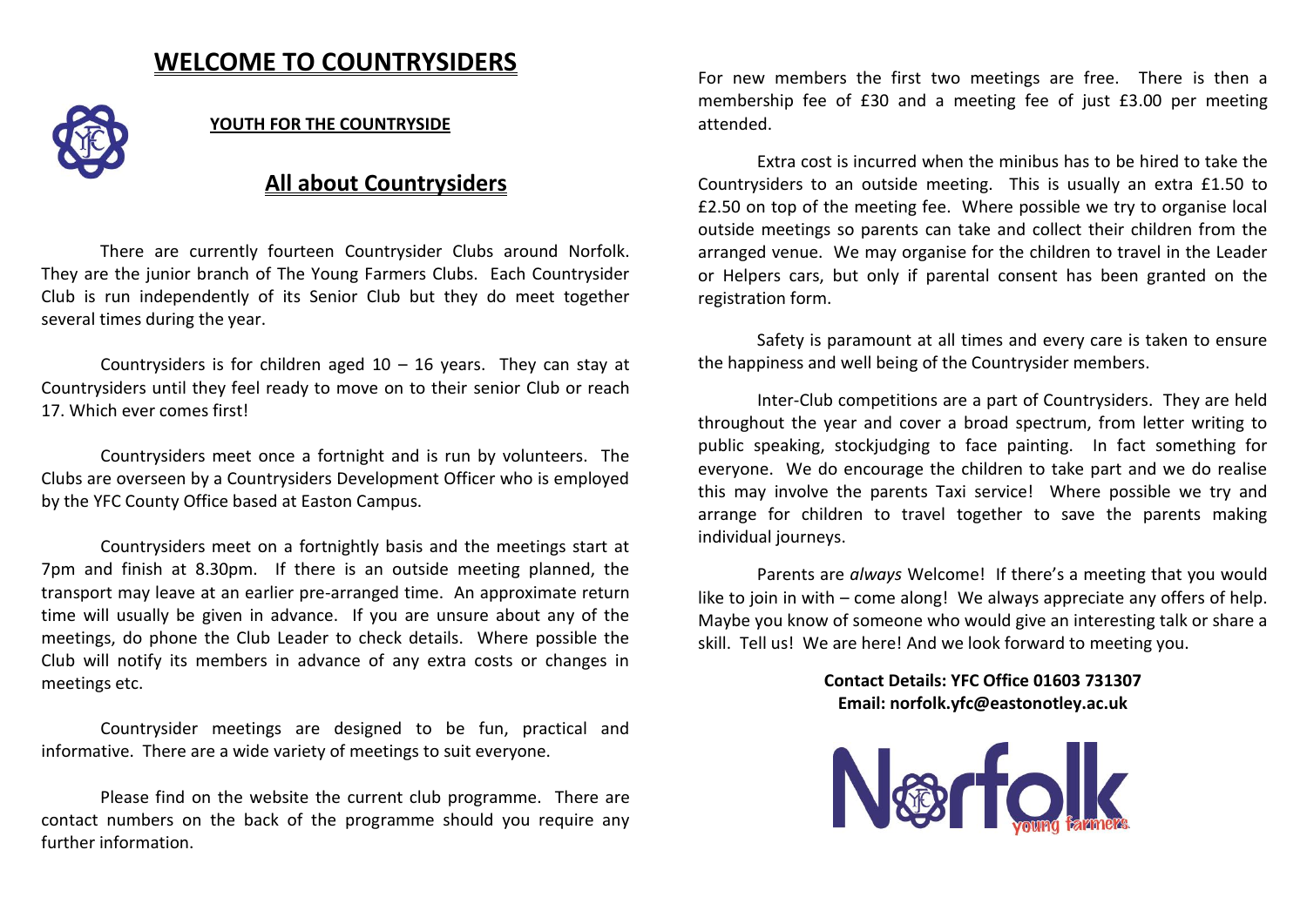# WELCOME TO COUNTRYSIDERS

**YOUTH FOR THE COUNTRYSIDE**

## All about Countrysiders

There are currently fourteen Countrysider Clubs around Norfolk. They are the junior branch of The Young Farmers Clubs. Each Countrysider Club is run independently of its Senior Club but they do meet together several times during the year.

Countrysiders is for children aged 10 – 16 years. They can stay at Countrysiders until they feel ready to move on to their senior Club or reach 17. Which ever comes first!

Countrysiders meet once a fortnight and is run by volunteers. The Clubs are overseen by a Countrysiders Development Officer who is employed by the YFC County Office based at Easton Campus.

Countrysiders meet on a fortnightly basis and the meetings start at 7pm and finish at 8.30pm. If there is an outside meeting planned, the transport may leave at an earlier pre-arranged time. An approximate return time will usually be given in advance. If you are unsure about any of the meetings, do phone the Club Leader to check details. Where possible the Club will notify its members in advance of any extra costs or changes in meetings etc.

Countrysider meetings are designed to be fun, practical and informative. There are a wide variety of meetings to suit everyone.

Please find on the website the current club programme. There are contact numbers on the back of the programme should you require any further information.

For new members the first two meetings are free. There is then a membership fee of £30 and a meeting fee of just £3.00 per meeting attended.

Extra cost is incurred when the minibus has to be hired to take the Countrysiders to an outside meeting. This is usually an extra £1.50 to £2.50 on top of the meeting fee. Where possible we try to organise local outside meetings so parents can take and collect their children from the arranged venue. We may organise for the children to travel in the Leader or Helpers cars, but only if parental consent has been granted on the registration form.

Safety is paramount at all times and every care is taken to ensure the happiness and well being of the Countrysider members.

Inter-Club competitions are a part of Countrysiders. They are held throughout the year and cover a broad spectrum, from letter writing to public speaking, stockjudging to face painting. In fact something for everyone. We do encourage the children to take part and we do realise this may involve the parents Taxi service! Where possible we try and arrange for children to travel together to save the parents making individual journeys.

Parents are *always* Welcome! If there's a meeting that you would like to join in with – come along! We always appreciate any offers of help. Maybe you know of someone who would give an interesting talk or share a skill. Tell us! We are here! And we look forward to meeting you.

**Contact Details: YFC Office 01603 731307**
**Email: norfolk.yfc@eastonotley.ac.uk**

Norfolk young farmers